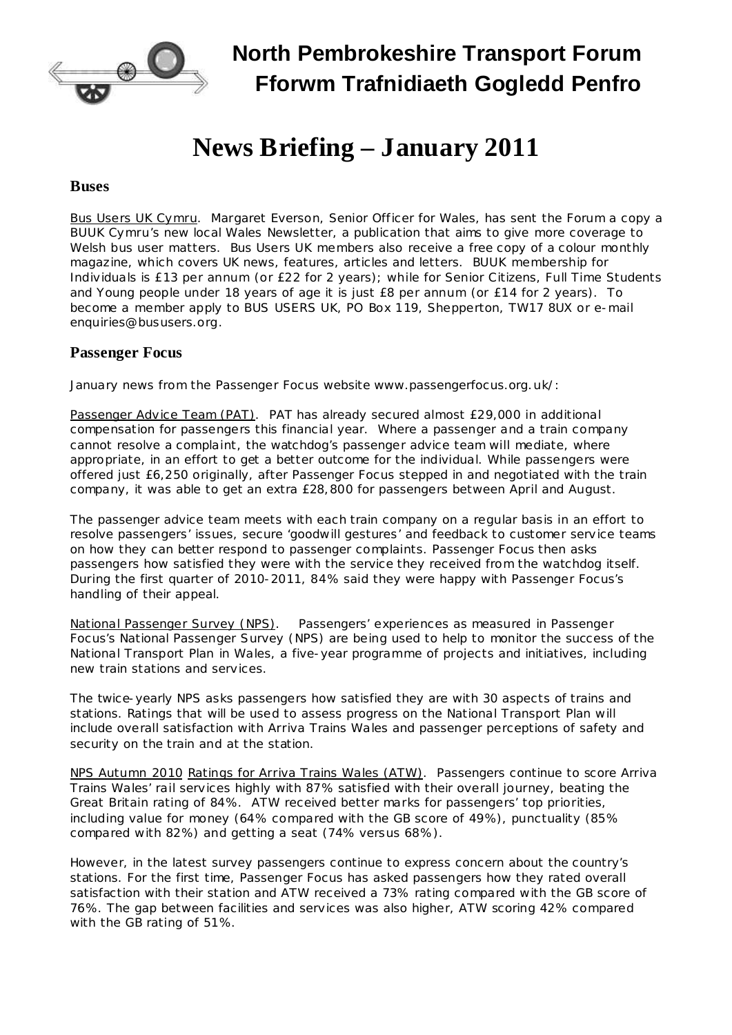# North Pembrokeshire Transport Forum
# Fforwm Trafnidiaeth Gogledd Penfro

# News Briefing – January 2011

## Buses

Bus Users UK Cymru. Margaret Everson, Senior Officer for Wales, has sent the Forum a copy a BUUK Cymru's new local Wales Newsletter, a publication that aims to give more coverage to Welsh bus user matters. Bus Users UK members also receive a free copy of a colour monthly magazine, which covers UK news, features, articles and letters. BUUK membership for Individuals is £13 per annum (or £22 for 2 years); while for Senior Citizens, Full Time Students and Young people under 18 years of age it is just £8 per annum (or £14 for 2 years). To become a member apply to BUS USERS UK, PO Box 119, Shepperton, TW17 8UX or e-mail enquiries@bususers.org.

## Passenger Focus

January news from the Passenger Focus website www.passengerfocus.org.uk/:

Passenger Advice Team (PAT). PAT has already secured almost £29,000 in additional compensation for passengers this financial year. Where a passenger and a train company cannot resolve a complaint, the watchdog's passenger advice team will mediate, where appropriate, in an effort to get a better outcome for the individual. While passengers were offered just £6,250 originally, after Passenger Focus stepped in and negotiated with the train company, it was able to get an extra £28,800 for passengers between April and August.

The passenger advice team meets with each train company on a regular basis in an effort to resolve passengers' issues, secure 'goodwill gestures' and feedback to customer service teams on how they can better respond to passenger complaints. Passenger Focus then asks passengers how satisfied they were with the service they received from the watchdog itself. During the first quarter of 2010-2011, 84% said they were happy with Passenger Focus's handling of their appeal.

National Passenger Survey (NPS). Passengers' experiences as measured in Passenger Focus's National Passenger Survey (NPS) are being used to help to monitor the success of the National Transport Plan in Wales, a five-year programme of projects and initiatives, including new train stations and services.

The twice-yearly NPS asks passengers how satisfied they are with 30 aspects of trains and stations. Ratings that will be used to assess progress on the National Transport Plan will include overall satisfaction with Arriva Trains Wales and passenger perceptions of safety and security on the train and at the station.

NPS Autumn 2010 Ratings for Arriva Trains Wales (ATW). Passengers continue to score Arriva Trains Wales' rail services highly with 87% satisfied with their overall journey, beating the Great Britain rating of 84%. ATW received better marks for passengers' top priorities, including value for money (64% compared with the GB score of 49%), punctuality (85% compared with 82%) and getting a seat (74% versus 68%).

However, in the latest survey passengers continue to express concern about the country's stations. For the first time, Passenger Focus has asked passengers how they rated overall satisfaction with their station and ATW received a 73% rating compared with the GB score of 76%. The gap between facilities and services was also higher, ATW scoring 42% compared with the GB rating of 51%.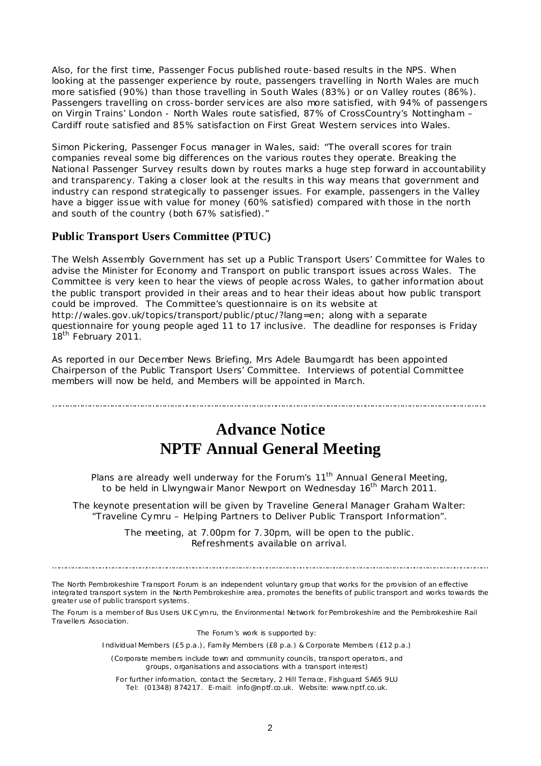Also, for the first time, Passenger Focus published route-based results in the NPS. When looking at the passenger experience by route, passengers travelling in North Wales are much more satisfied (90%) than those travelling in South Wales (83%) or on Valley routes (86%). Passengers travelling on cross-border services are also more satisfied, with 94% of passengers on Virgin Trains' London - North Wales route satisfied, 87% of CrossCountry's Nottingham – Cardiff route satisfied and 85% satisfaction on First Great Western services into Wales.

Simon Pickering, Passenger Focus manager in Wales, said: "The overall scores for train companies reveal some big differences on the various routes they operate. Breaking the National Passenger Survey results down by routes marks a huge step forward in accountability and transparency. Taking a closer look at the results in this way means that government and industry can respond strategically to passenger issues. For example, passengers in the Valley have a bigger issue with value for money (60% satisfied) compared with those in the north and south of the country (both 67% satisfied)."

### Public Transport Users Committee (PTUC)

The Welsh Assembly Government has set up a Public Transport Users' Committee for Wales to advise the Minister for Economy and Transport on public transport issues across Wales. The Committee is very keen to hear the views of people across Wales, to gather information about the public transport provided in their areas and to hear their ideas about how public transport could be improved. The Committee's questionnaire is on its website at http://wales.gov.uk/topics/transport/public/ptuc/?lang=en; along with a separate questionnaire for young people aged 11 to 17 inclusive. The deadline for responses is Friday 18th February 2011.

As reported in our December News Briefing, Mrs Adele Baumgardt has been appointed Chairperson of the Public Transport Users' Committee. Interviews of potential Committee members will now be held, and Members will be appointed in March.

---

# Advance Notice
# NPTF Annual General Meeting

Plans are already well underway for the Forum's 11th Annual General Meeting, to be held in Llwyngwair Manor Newport on Wednesday 16th March 2011.

The keynote presentation will be given by Traveline General Manager Graham Walter: "Traveline Cymru – Helping Partners to Deliver Public Transport Information".

The meeting, at 7.00pm for 7.30pm, will be open to the public. Refreshments available on arrival.

---

*The North Pembrokeshire Transport Forum is an independent voluntary group that works for the provision of an effective integrated transport system in the North Pembrokeshire area, promotes the benefits of public transport and works towards the greater use of public transport systems.*

*The Forum is a member of Bus Users UK Cymru, the Environmental Network for Pembrokeshire and the Pembrokeshire Rail Travellers Association.*

*The Forum's work is supported by:*

*Individual Members (£5 p.a.), Family Members (£8 p.a.) & Corporate Members (£12 p.a.)*

*(Corporate members include town and community councils, transport operators, and groups, organisations and associations with a transport interest)*

*For further information, contact the Secretary, 2 Hill Terrace, Fishguard SA65 9LU Tel: (01348) 874217. E-mail: info@nptf.co.uk. Website: www.nptf.co.uk.*